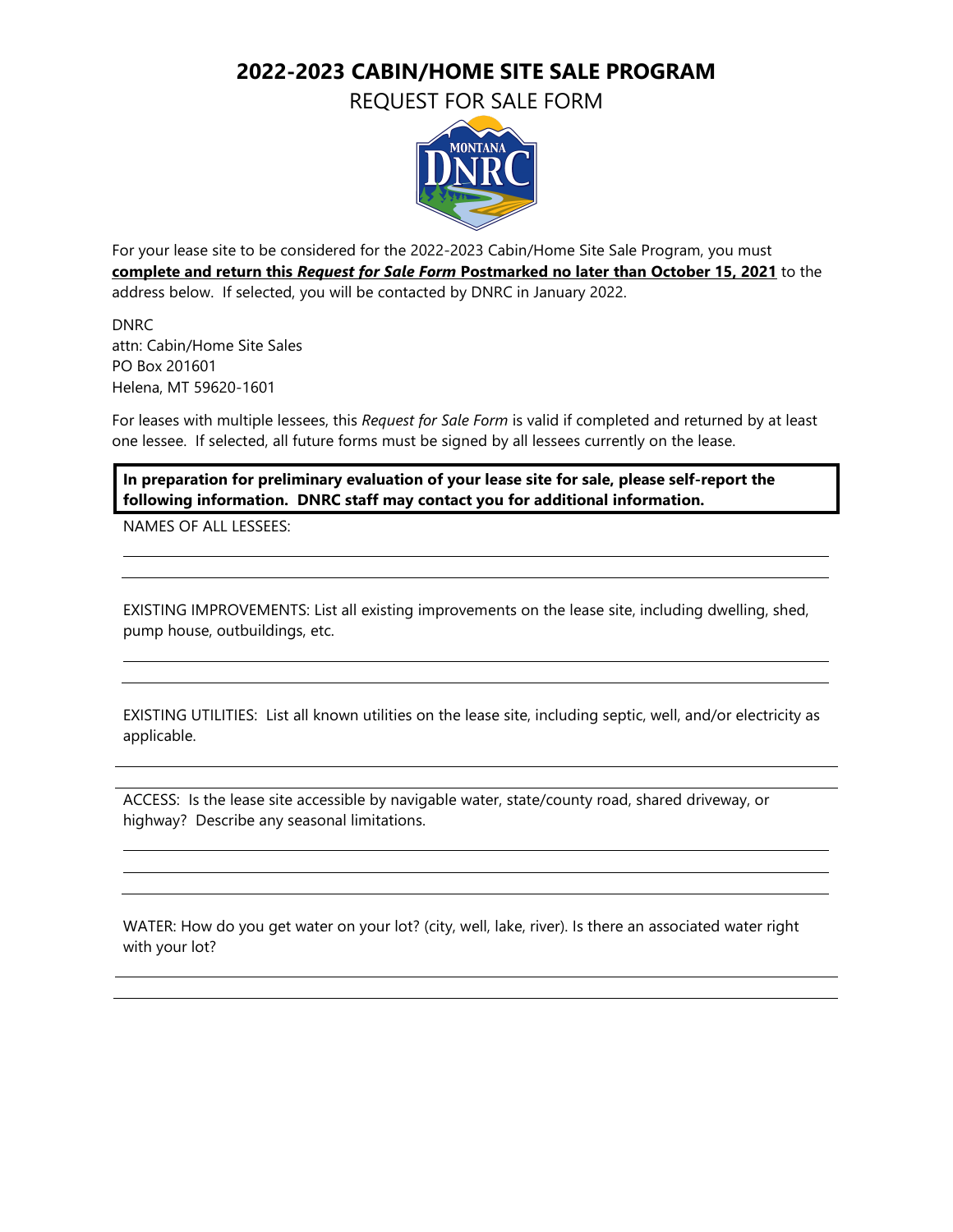# 2022-2023 CABIN/HOME SITE SALE PROGRAM

## REQUEST FOR SALE FORM

For your lease site to be considered for the 2022-2023 Cabin/Home Site Sale Program, you must **complete and return this *Request for Sale Form* Postmarked no later than October 15, 2021** to the address below. If selected, you will be contacted by DNRC in January 2022.

DNRC
attn: Cabin/Home Site Sales
PO Box 201601
Helena, MT 59620-1601

For leases with multiple lessees, this *Request for Sale Form* is valid if completed and returned by at least one lessee. If selected, all future forms must be signed by all lessees currently on the lease.

**In preparation for preliminary evaluation of your lease site for sale, please self-report the following information. DNRC staff may contact you for additional information.**

NAMES OF ALL LESSEES:

______________________________________________________________________

______________________________________________________________________

EXISTING IMPROVEMENTS: List all existing improvements on the lease site, including dwelling, shed, pump house, outbuildings, etc.

______________________________________________________________________

______________________________________________________________________

EXISTING UTILITIES: List all known utilities on the lease site, including septic, well, and/or electricity as applicable.

______________________________________________________________________

ACCESS: Is the lease site accessible by navigable water, state/county road, shared driveway, or highway? Describe any seasonal limitations.

______________________________________________________________________

______________________________________________________________________

______________________________________________________________________

WATER: How do you get water on your lot? (city, well, lake, river). Is there an associated water right with your lot?

______________________________________________________________________

______________________________________________________________________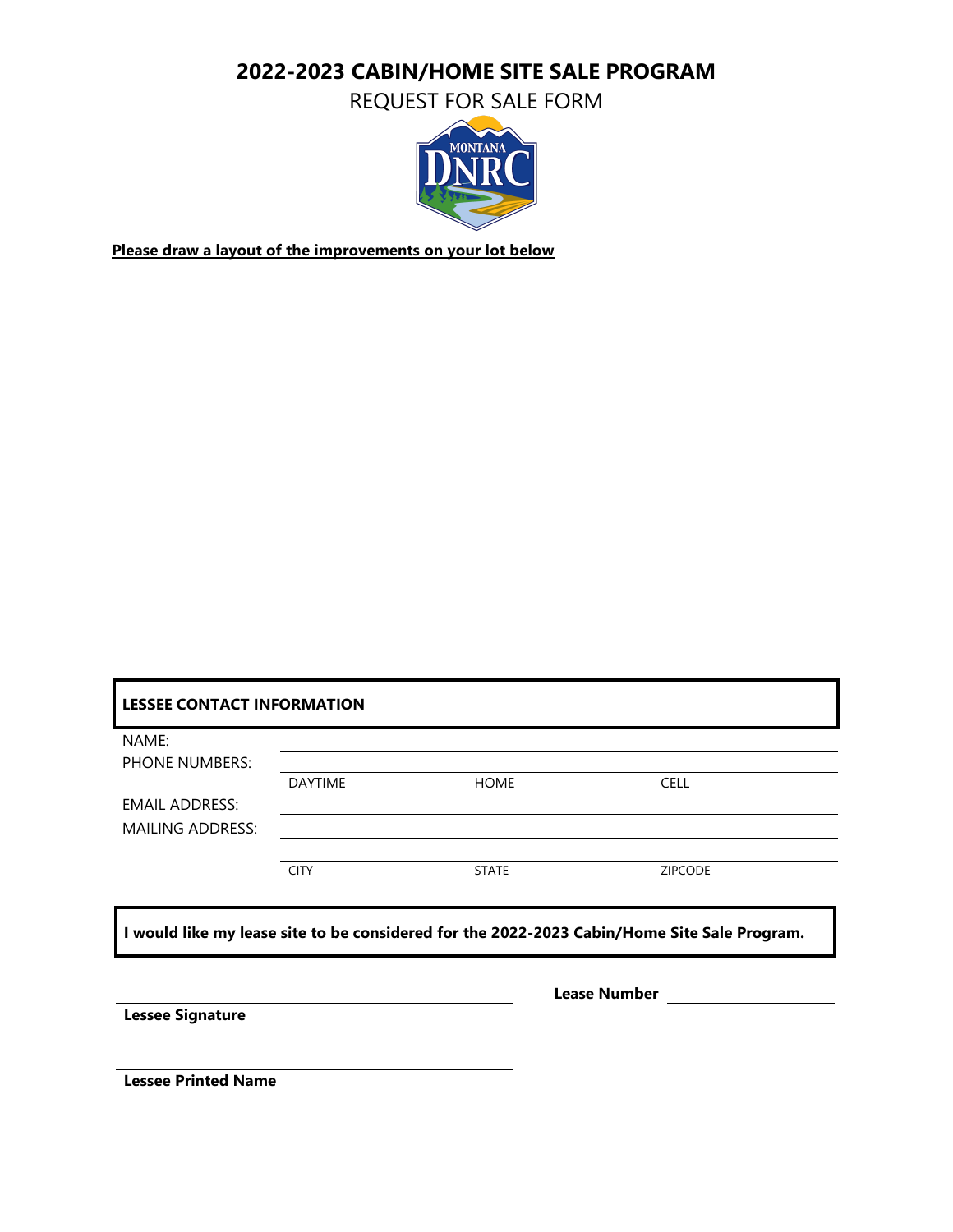# 2022-2023 CABIN/HOME SITE SALE PROGRAM

REQUEST FOR SALE FORM

**Please draw a layout of the improvements on your lot below**

**LESSEE CONTACT INFORMATION**

NAME:

PHONE NUMBERS:

| DAYTIME | HOME | CELL |
|---|---|---|

EMAIL ADDRESS:

MAILING ADDRESS:

| CITY | STATE | ZIPCODE |
|---|---|---|

**I would like my lease site to be considered for the 2022-2023 Cabin/Home Site Sale Program.**

**Lessee Signature** _______________

**Lease Number** _______________

**Lessee Printed Name** _______________